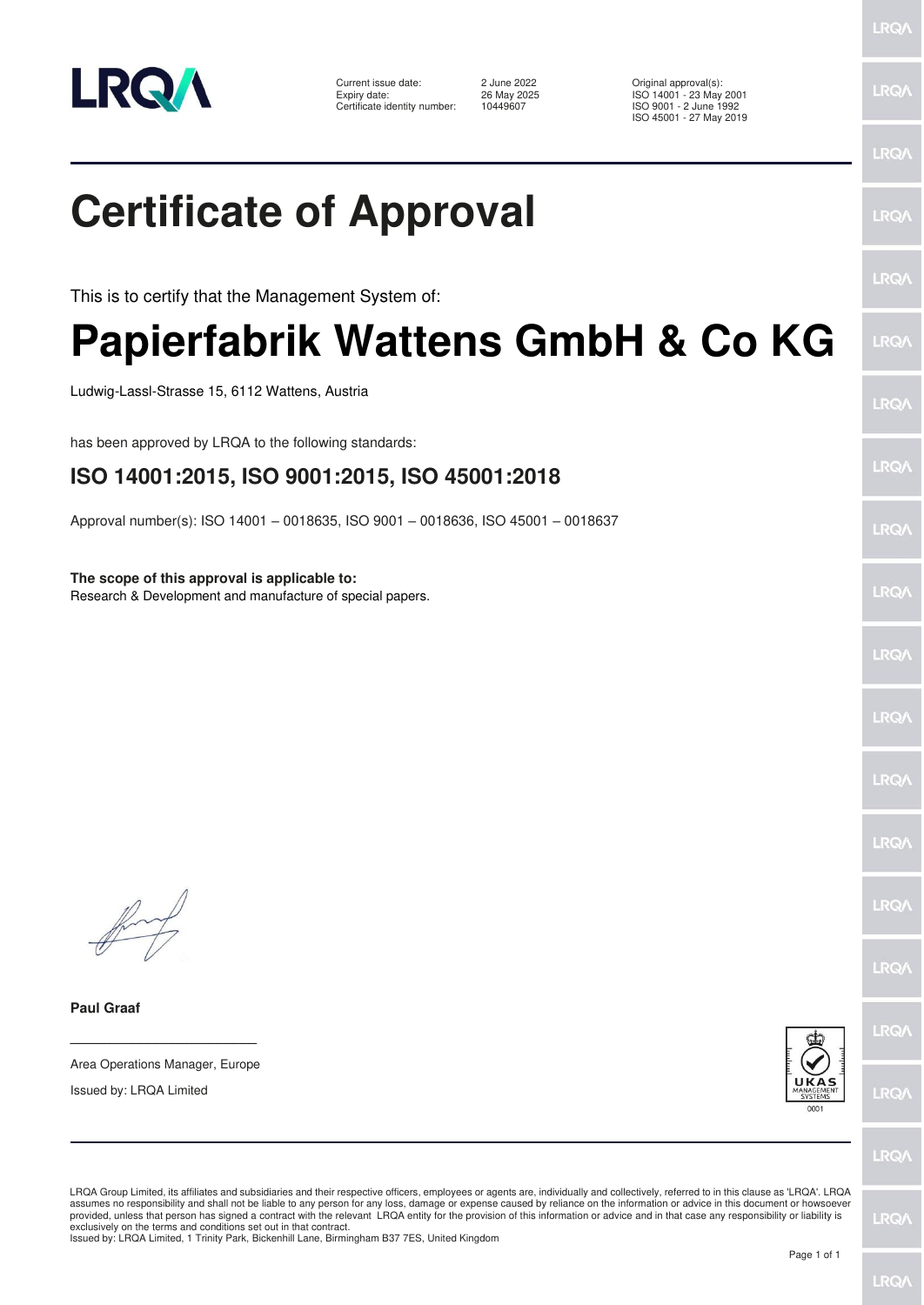LRQA

Current issue date: 2 June 2022
Expiry date: 26 May 2025
Certificate identity number: 10449607

Original approval(s):
ISO 14001 - 23 May 2001
ISO 9001 - 2 June 1992
ISO 45001 - 27 May 2019

# Certificate of Approval

This is to certify that the Management System of:

# Papierfabrik Wattens GmbH & Co KG

Ludwig-Lassl-Strasse 15, 6112 Wattens, Austria

has been approved by LRQA to the following standards:

## ISO 14001:2015, ISO 9001:2015, ISO 45001:2018

Approval number(s): ISO 14001 – 0018635, ISO 9001 – 0018636, ISO 45001 – 0018637

**The scope of this approval is applicable to:**
Research & Development and manufacture of special papers.

**Paul Graaf**

Area Operations Manager, Europe

Issued by: LRQA Limited

UKAS MANAGEMENT SYSTEMS 0001

LRQA Group Limited, its affiliates and subsidiaries and their respective officers, employees or agents are, individually and collectively, referred to in this clause as 'LRQA'. LRQA assumes no responsibility and shall not be liable to any person for any loss, damage or expense caused by reliance on the information or advice in this document or howsoever provided, unless that person has signed a contract with the relevant LRQA entity for the provision of this information or advice and in that case any responsibility or liability is exclusively on the terms and conditions set out in that contract.
Issued by: LRQA Limited, 1 Trinity Park, Bickenhill Lane, Birmingham B37 7ES, United Kingdom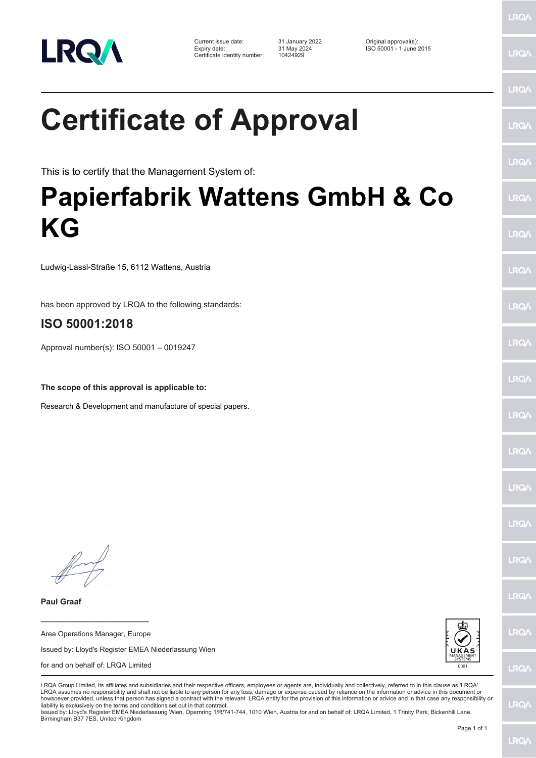| | | |
|---|---|---|
| Current issue date: | 31 January 2022 | Original approval(s): |
| Expiry date: | 31 May 2024 | ISO 50001 - 1 June 2015 |
| Certificate identity number: | 10424929 | |

# Certificate of Approval

This is to certify that the Management System of:

# Papierfabrik Wattens GmbH & Co KG

Ludwig-Lassl-Straße 15, 6112 Wattens, Austria

has been approved by LRQA to the following standards:

## ISO 50001:2018

Approval number(s): ISO 50001 – 0019247

**The scope of this approval is applicable to:**

Research & Development and manufacture of special papers.

**Paul Graaf**

Area Operations Manager, Europe

Issued by: Lloyd's Register EMEA Niederlassung Wien

for and on behalf of: LRQA Limited

LRQA Group Limited, its affiliates and subsidiaries and their respective officers, employees or agents are, individually and collectively, referred to in this clause as 'LRQA'. LRQA assumes no responsibility and shall not be liable to any person for any loss, damage or expense caused by reliance on the information or advice in this document or howsoever provided, unless that person has signed a contract with the relevant LRQA entity for the provision of this information or advice and in that case any responsibility or liability is exclusively on the terms and conditions set out in that contract.
Issued by: Lloyd's Register EMEA Niederlassung Wien, Opernring 1/R/741-744, 1010 Wien, Austria for and on behalf of: LRQA Limited, 1 Trinity Park, Bickenhill Lane, Birmingham B37 7ES, United Kingdom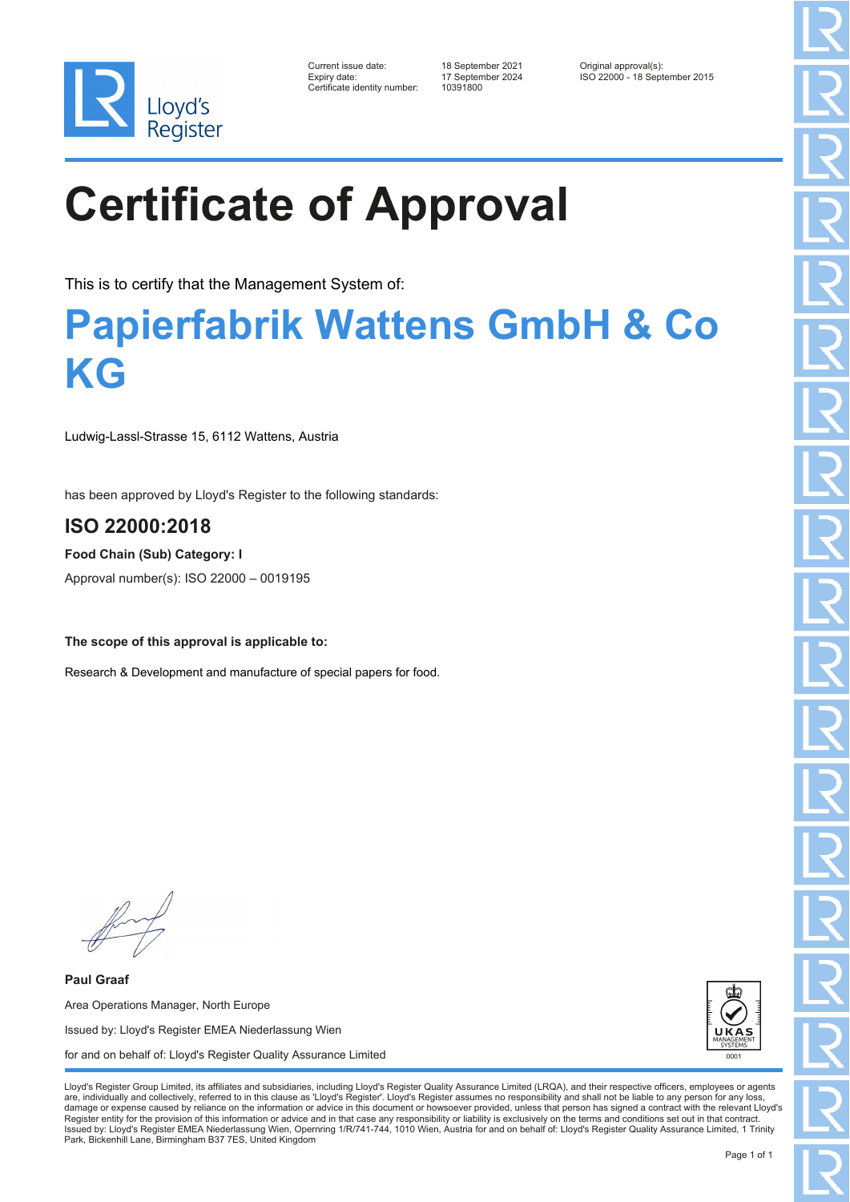Lloyd's Register

| | | |
|---|---|---|
| Current issue date: | 18 September 2021 | Original approval(s): |
| Expiry date: | 17 September 2024 | ISO 22000 - 18 September 2015 |
| Certificate identity number: | 10391800 | |

# Certificate of Approval

This is to certify that the Management System of:

## Papierfabrik Wattens GmbH & Co KG

Ludwig-Lassl-Strasse 15, 6112 Wattens, Austria

has been approved by Lloyd's Register to the following standards:

## ISO 22000:2018

**Food Chain (Sub) Category: I**

Approval number(s): ISO 22000 – 0019195

**The scope of this approval is applicable to:**

Research & Development and manufacture of special papers for food.

**Paul Graaf**

Area Operations Manager, North Europe

Issued by: Lloyd's Register EMEA Niederlassung Wien

for and on behalf of: Lloyd's Register Quality Assurance Limited

UKAS MANAGEMENT SYSTEMS 0001

Lloyd's Register Group Limited, its affiliates and subsidiaries, including Lloyd's Register Quality Assurance Limited (LRQA), and their respective officers, employees or agents are, individually and collectively, referred to in this clause as 'Lloyd's Register'. Lloyd's Register assumes no responsibility and shall not be liable to any person for any loss, damage or expense caused by reliance on the information or advice in this document or howsoever provided, unless that person has signed a contract with the relevant Lloyd's Register entity for the provision of this information or advice and in that case any responsibility or liability is exclusively on the terms and conditions set out in that contract.
Issued by: Lloyd's Register EMEA Niederlassung Wien, Opernring 1/R/741-744, 1010 Wien, Austria for and on behalf of: Lloyd's Register Quality Assurance Limited, 1 Trinity Park, Bickenhill Lane, Birmingham B37 7ES, United Kingdom